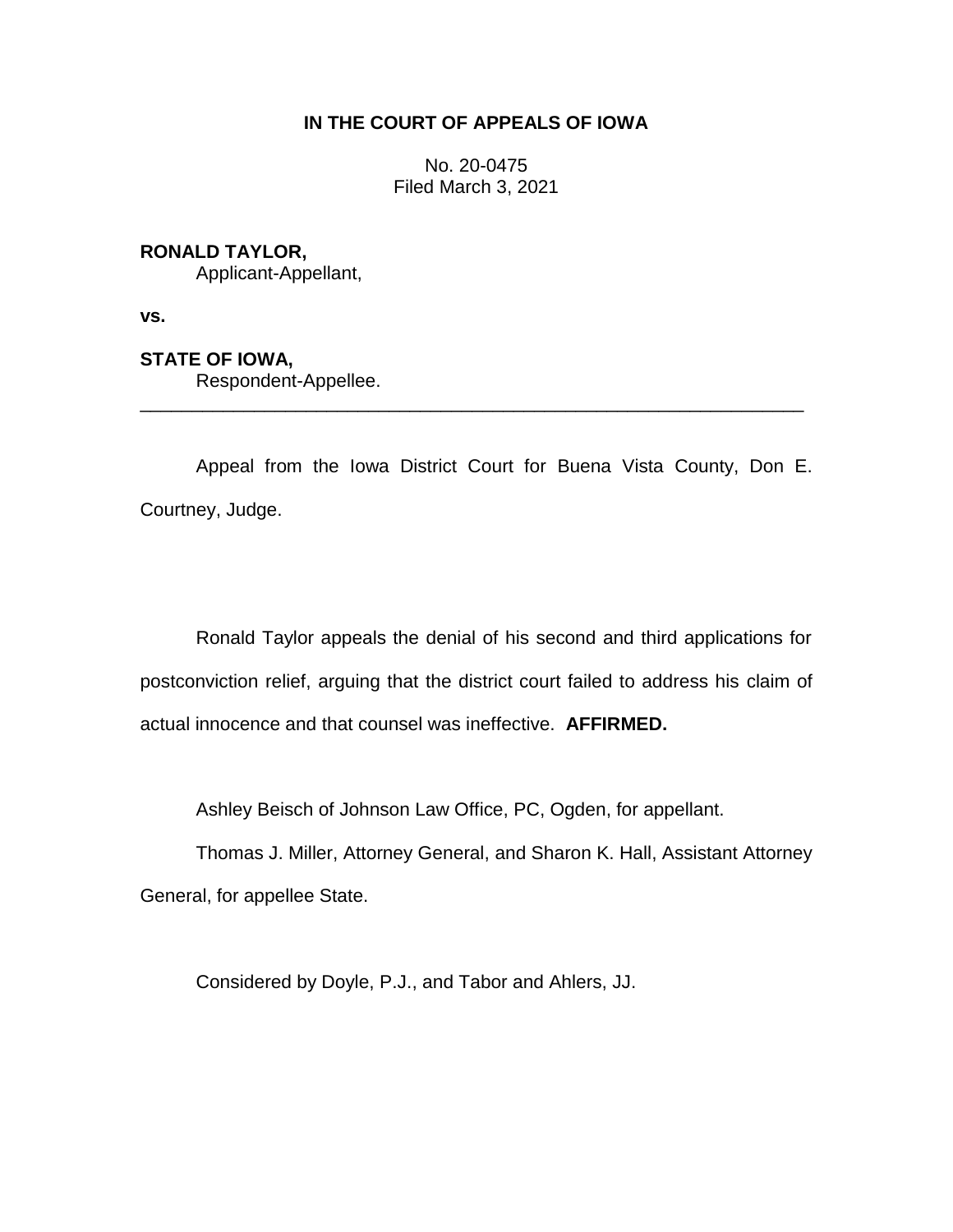**IN THE COURT OF APPEALS OF IOWA**

No. 20-0475
Filed March 3, 2021

**RONALD TAYLOR,**
Applicant-Appellant,

**vs.**

**STATE OF IOWA,**
Respondent-Appellee.

---

Appeal from the Iowa District Court for Buena Vista County, Don E. Courtney, Judge.

Ronald Taylor appeals the denial of his second and third applications for postconviction relief, arguing that the district court failed to address his claim of actual innocence and that counsel was ineffective. **AFFIRMED.**

Ashley Beisch of Johnson Law Office, PC, Ogden, for appellant.

Thomas J. Miller, Attorney General, and Sharon K. Hall, Assistant Attorney General, for appellee State.

Considered by Doyle, P.J., and Tabor and Ahlers, JJ.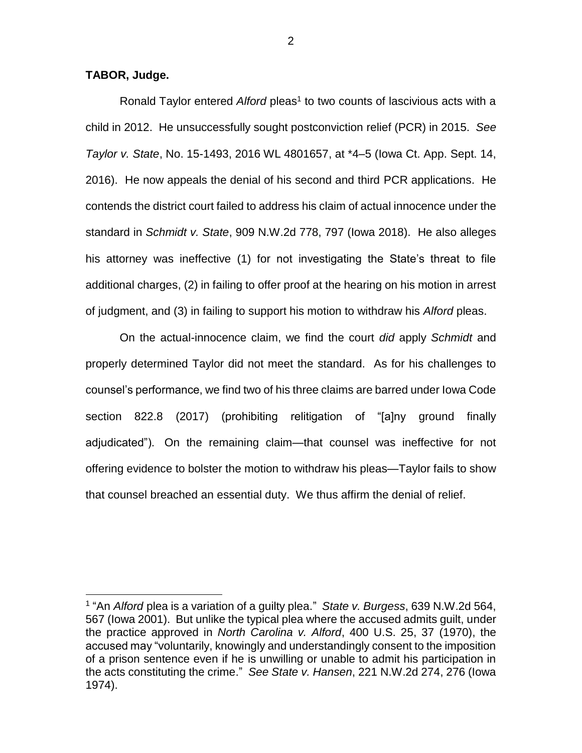**TABOR, Judge.**

Ronald Taylor entered *Alford* pleas[1] to two counts of lascivious acts with a child in 2012. He unsuccessfully sought postconviction relief (PCR) in 2015. *See Taylor v. State*, No. 15-1493, 2016 WL 4801657, at *4–5 (Iowa Ct. App. Sept. 14, 2016). He now appeals the denial of his second and third PCR applications. He contends the district court failed to address his claim of actual innocence under the standard in *Schmidt v. State*, 909 N.W.2d 778, 797 (Iowa 2018). He also alleges his attorney was ineffective (1) for not investigating the State's threat to file additional charges, (2) in failing to offer proof at the hearing on his motion in arrest of judgment, and (3) in failing to support his motion to withdraw his *Alford* pleas.

On the actual-innocence claim, we find the court *did* apply *Schmidt* and properly determined Taylor did not meet the standard. As for his challenges to counsel's performance, we find two of his three claims are barred under Iowa Code section 822.8 (2017) (prohibiting relitigation of "[a]ny ground finally adjudicated"). On the remaining claim—that counsel was ineffective for not offering evidence to bolster the motion to withdraw his pleas—Taylor fails to show that counsel breached an essential duty. We thus affirm the denial of relief.

[1] "An *Alford* plea is a variation of a guilty plea." *State v. Burgess*, 639 N.W.2d 564, 567 (Iowa 2001). But unlike the typical plea where the accused admits guilt, under the practice approved in *North Carolina v. Alford*, 400 U.S. 25, 37 (1970), the accused may "voluntarily, knowingly and understandingly consent to the imposition of a prison sentence even if he is unwilling or unable to admit his participation in the acts constituting the crime." *See State v. Hansen*, 221 N.W.2d 274, 276 (Iowa 1974).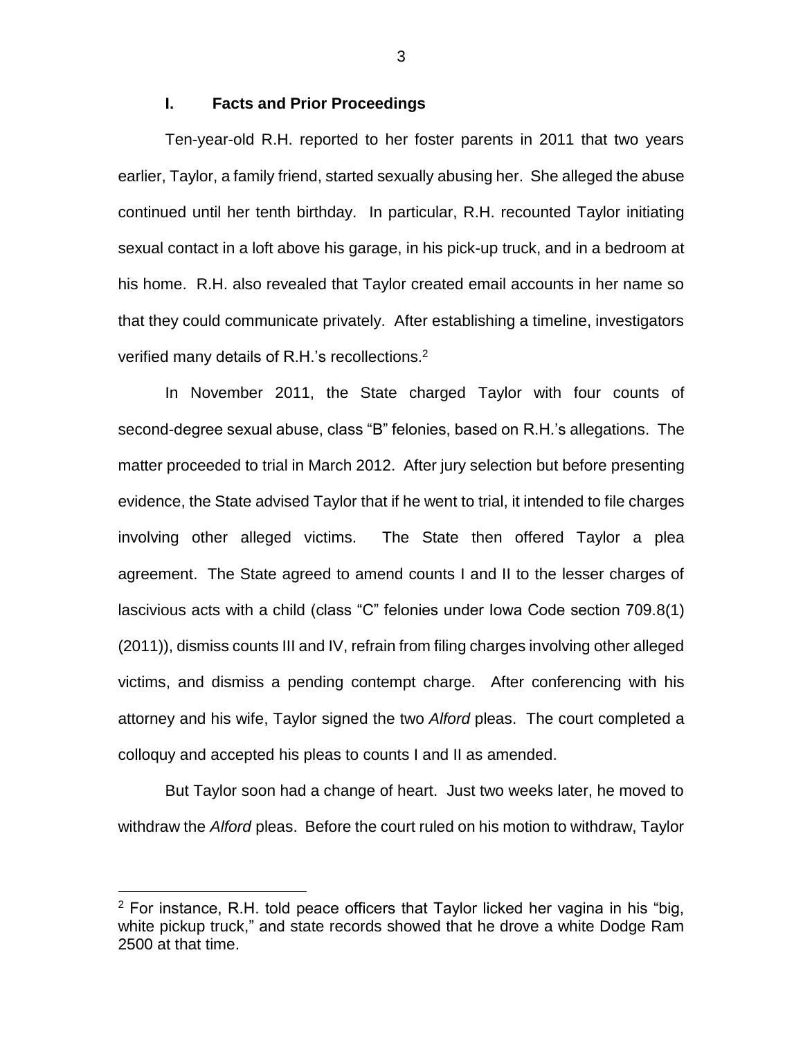## I. Facts and Prior Proceedings

Ten-year-old R.H. reported to her foster parents in 2011 that two years earlier, Taylor, a family friend, started sexually abusing her. She alleged the abuse continued until her tenth birthday. In particular, R.H. recounted Taylor initiating sexual contact in a loft above his garage, in his pick-up truck, and in a bedroom at his home. R.H. also revealed that Taylor created email accounts in her name so that they could communicate privately. After establishing a timeline, investigators verified many details of R.H.'s recollections.[2]

In November 2011, the State charged Taylor with four counts of second-degree sexual abuse, class "B" felonies, based on R.H.'s allegations. The matter proceeded to trial in March 2012. After jury selection but before presenting evidence, the State advised Taylor that if he went to trial, it intended to file charges involving other alleged victims. The State then offered Taylor a plea agreement. The State agreed to amend counts I and II to the lesser charges of lascivious acts with a child (class "C" felonies under Iowa Code section 709.8(1) (2011)), dismiss counts III and IV, refrain from filing charges involving other alleged victims, and dismiss a pending contempt charge. After conferencing with his attorney and his wife, Taylor signed the two *Alford* pleas. The court completed a colloquy and accepted his pleas to counts I and II as amended.

But Taylor soon had a change of heart. Just two weeks later, he moved to withdraw the *Alford* pleas. Before the court ruled on his motion to withdraw, Taylor

[2] For instance, R.H. told peace officers that Taylor licked her vagina in his "big, white pickup truck," and state records showed that he drove a white Dodge Ram 2500 at that time.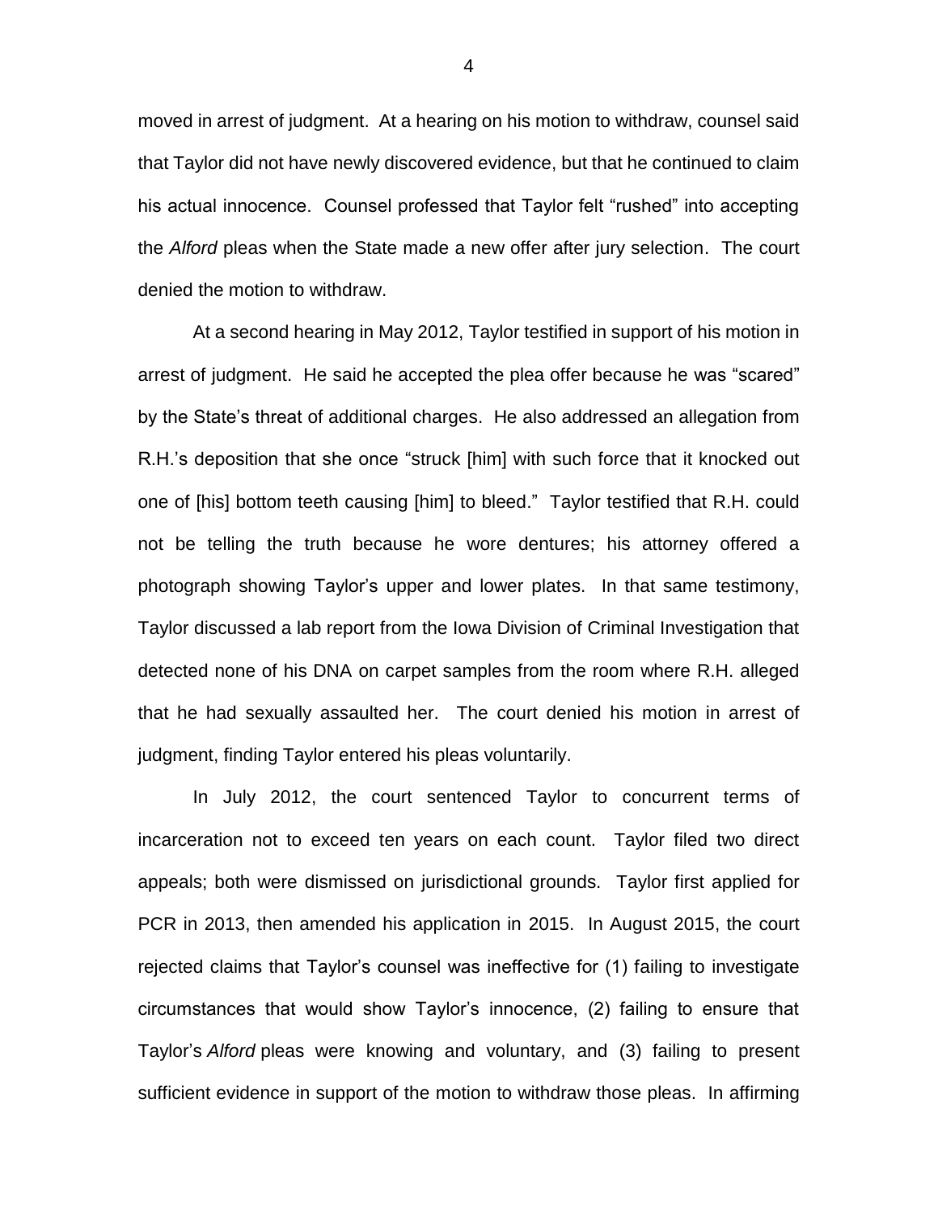moved in arrest of judgment. At a hearing on his motion to withdraw, counsel said that Taylor did not have newly discovered evidence, but that he continued to claim his actual innocence. Counsel professed that Taylor felt "rushed" into accepting the *Alford* pleas when the State made a new offer after jury selection. The court denied the motion to withdraw.

At a second hearing in May 2012, Taylor testified in support of his motion in arrest of judgment. He said he accepted the plea offer because he was "scared" by the State's threat of additional charges. He also addressed an allegation from R.H.'s deposition that she once "struck [him] with such force that it knocked out one of [his] bottom teeth causing [him] to bleed." Taylor testified that R.H. could not be telling the truth because he wore dentures; his attorney offered a photograph showing Taylor's upper and lower plates. In that same testimony, Taylor discussed a lab report from the Iowa Division of Criminal Investigation that detected none of his DNA on carpet samples from the room where R.H. alleged that he had sexually assaulted her. The court denied his motion in arrest of judgment, finding Taylor entered his pleas voluntarily.

In July 2012, the court sentenced Taylor to concurrent terms of incarceration not to exceed ten years on each count. Taylor filed two direct appeals; both were dismissed on jurisdictional grounds. Taylor first applied for PCR in 2013, then amended his application in 2015. In August 2015, the court rejected claims that Taylor's counsel was ineffective for (1) failing to investigate circumstances that would show Taylor's innocence, (2) failing to ensure that Taylor's *Alford* pleas were knowing and voluntary, and (3) failing to present sufficient evidence in support of the motion to withdraw those pleas. In affirming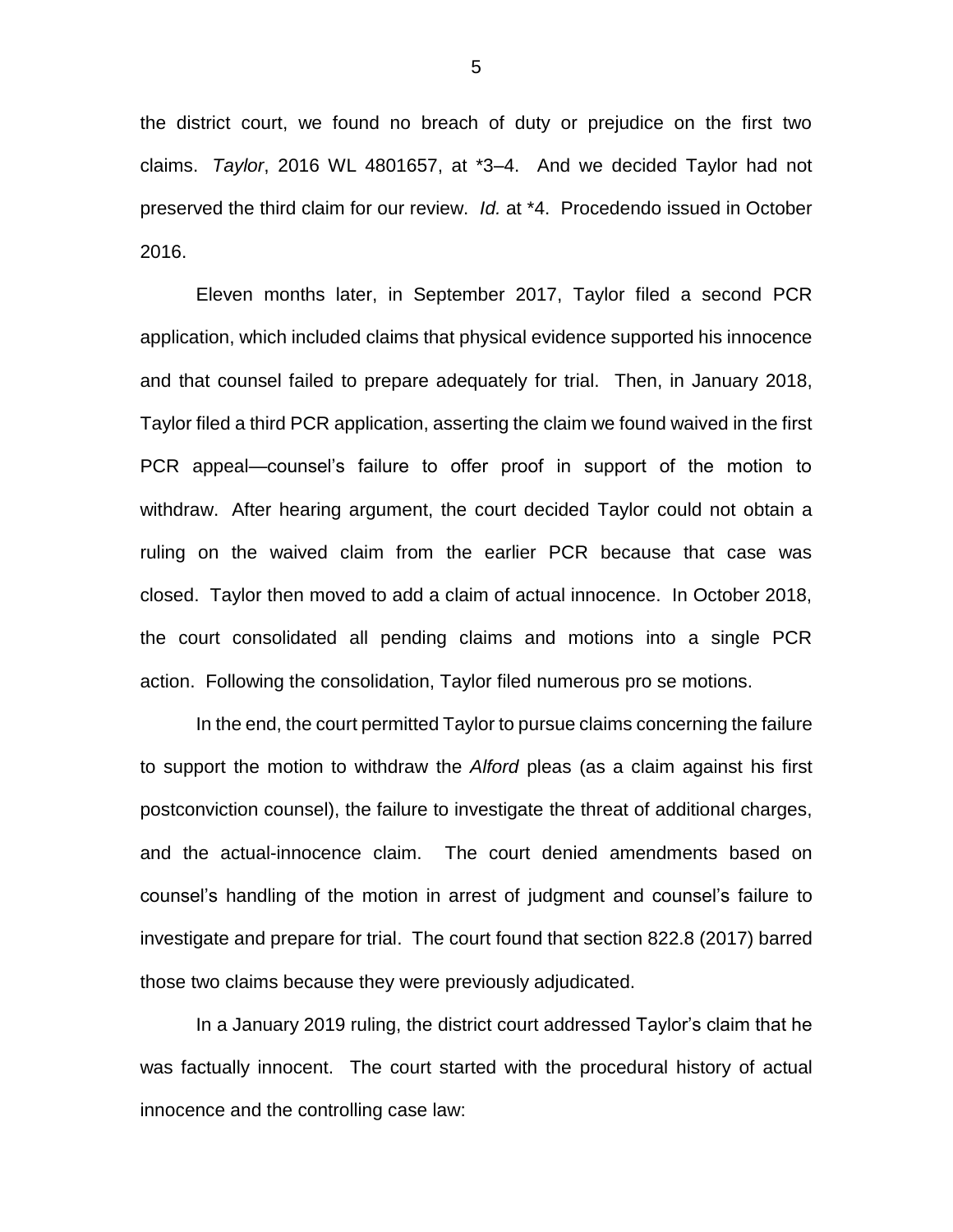the district court, we found no breach of duty or prejudice on the first two claims. *Taylor*, 2016 WL 4801657, at *3–4. And we decided Taylor had not preserved the third claim for our review. *Id.* at *4. Procedendo issued in October 2016.

Eleven months later, in September 2017, Taylor filed a second PCR application, which included claims that physical evidence supported his innocence and that counsel failed to prepare adequately for trial. Then, in January 2018, Taylor filed a third PCR application, asserting the claim we found waived in the first PCR appeal—counsel's failure to offer proof in support of the motion to withdraw. After hearing argument, the court decided Taylor could not obtain a ruling on the waived claim from the earlier PCR because that case was closed. Taylor then moved to add a claim of actual innocence. In October 2018, the court consolidated all pending claims and motions into a single PCR action. Following the consolidation, Taylor filed numerous pro se motions.

In the end, the court permitted Taylor to pursue claims concerning the failure to support the motion to withdraw the *Alford* pleas (as a claim against his first postconviction counsel), the failure to investigate the threat of additional charges, and the actual-innocence claim. The court denied amendments based on counsel's handling of the motion in arrest of judgment and counsel's failure to investigate and prepare for trial. The court found that section 822.8 (2017) barred those two claims because they were previously adjudicated.

In a January 2019 ruling, the district court addressed Taylor's claim that he was factually innocent. The court started with the procedural history of actual innocence and the controlling case law: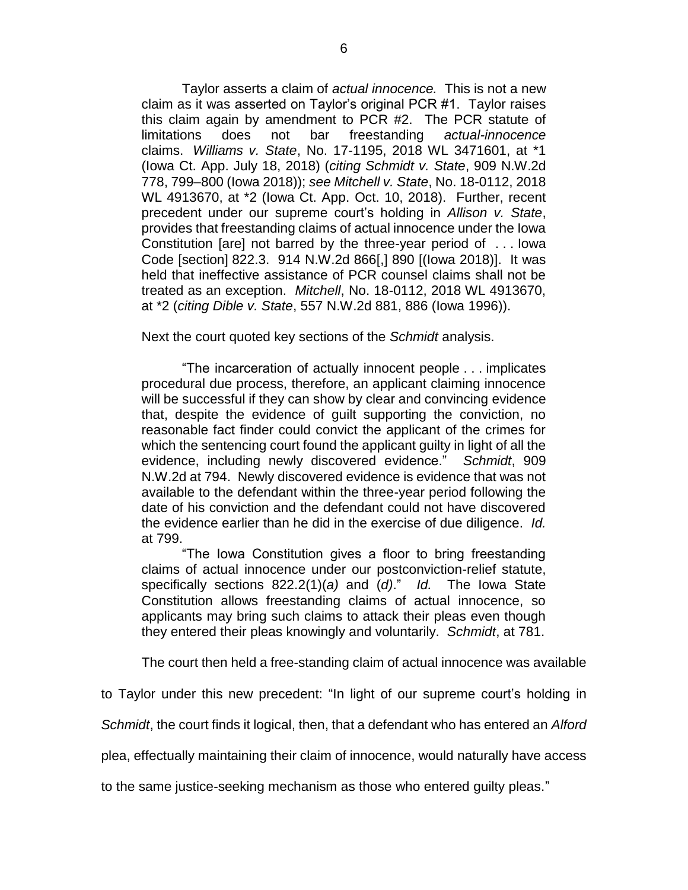> Taylor asserts a claim of *actual innocence.* This is not a new claim as it was asserted on Taylor's original PCR #1. Taylor raises this claim again by amendment to PCR #2. The PCR statute of limitations does not bar freestanding *actual-innocence* claims. *Williams v. State*, No. 17-1195, 2018 WL 3471601, at *1 (Iowa Ct. App. July 18, 2018) (*citing Schmidt v. State*, 909 N.W.2d 778, 799–800 (Iowa 2018)); *see Mitchell v. State*, No. 18-0112, 2018 WL 4913670, at *2 (Iowa Ct. App. Oct. 10, 2018). Further, recent precedent under our supreme court's holding in *Allison v. State*, provides that freestanding claims of actual innocence under the Iowa Constitution [are] not barred by the three-year period of . . . Iowa Code [section] 822.3. 914 N.W.2d 866[,] 890 [(Iowa 2018)]. It was held that ineffective assistance of PCR counsel claims shall not be treated as an exception. *Mitchell*, No. 18-0112, 2018 WL 4913670, at *2 (*citing Dible v. State*, 557 N.W.2d 881, 886 (Iowa 1996)).

Next the court quoted key sections of the *Schmidt* analysis.

> "The incarceration of actually innocent people . . . implicates procedural due process, therefore, an applicant claiming innocence will be successful if they can show by clear and convincing evidence that, despite the evidence of guilt supporting the conviction, no reasonable fact finder could convict the applicant of the crimes for which the sentencing court found the applicant guilty in light of all the evidence, including newly discovered evidence." *Schmidt*, 909 N.W.2d at 794. Newly discovered evidence is evidence that was not available to the defendant within the three-year period following the date of his conviction and the defendant could not have discovered the evidence earlier than he did in the exercise of due diligence. *Id.* at 799.
>
> "The Iowa Constitution gives a floor to bring freestanding claims of actual innocence under our postconviction-relief statute, specifically sections 822.2(1)(*a)* and (*d)*." *Id.* The Iowa State Constitution allows freestanding claims of actual innocence, so applicants may bring such claims to attack their pleas even though they entered their pleas knowingly and voluntarily. *Schmidt*, at 781.

The court then held a free-standing claim of actual innocence was available to Taylor under this new precedent: "In light of our supreme court's holding in *Schmidt*, the court finds it logical, then, that a defendant who has entered an *Alford* plea, effectually maintaining their claim of innocence, would naturally have access to the same justice-seeking mechanism as those who entered guilty pleas."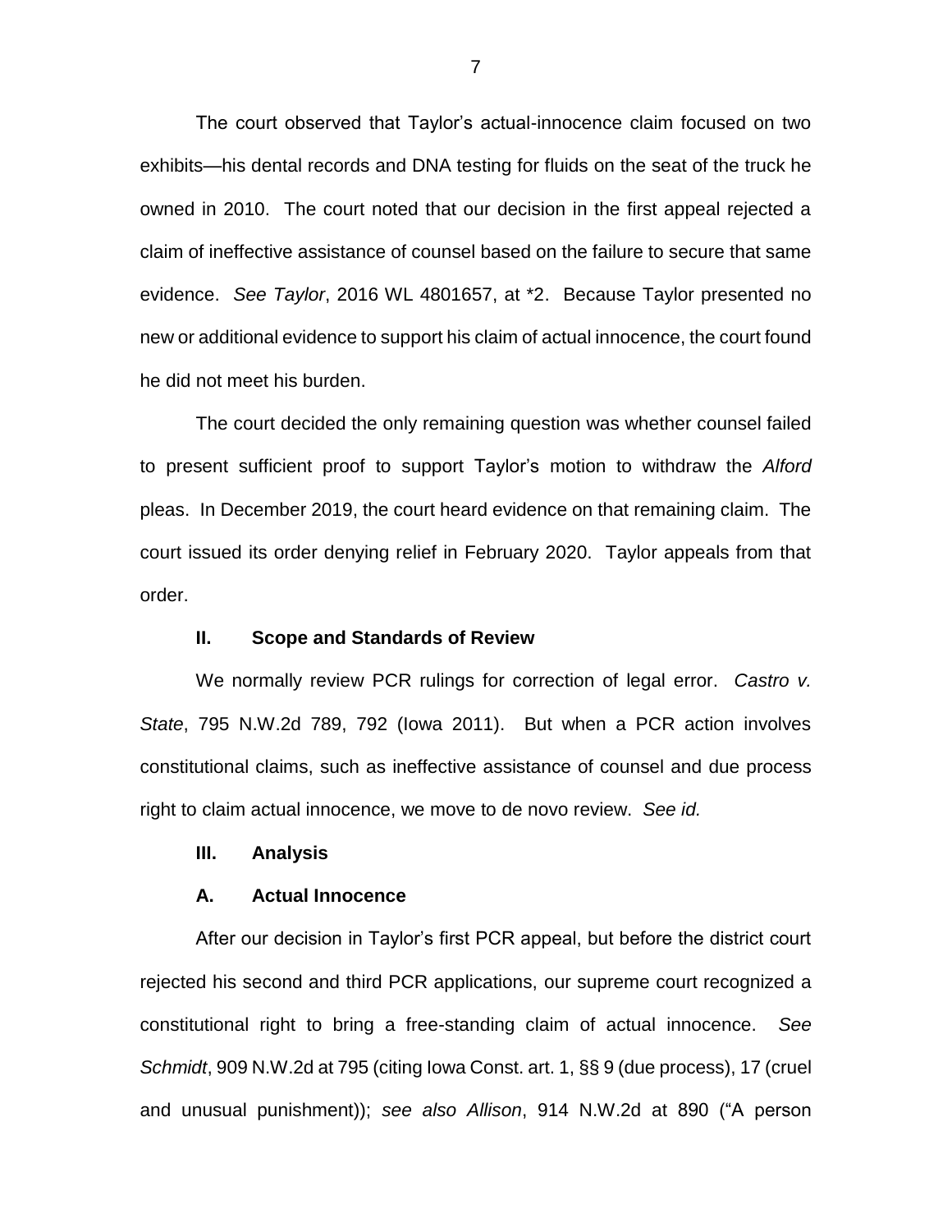The court observed that Taylor's actual-innocence claim focused on two exhibits—his dental records and DNA testing for fluids on the seat of the truck he owned in 2010. The court noted that our decision in the first appeal rejected a claim of ineffective assistance of counsel based on the failure to secure that same evidence. *See Taylor*, 2016 WL 4801657, at *2. Because Taylor presented no new or additional evidence to support his claim of actual innocence, the court found he did not meet his burden.

The court decided the only remaining question was whether counsel failed to present sufficient proof to support Taylor's motion to withdraw the *Alford* pleas. In December 2019, the court heard evidence on that remaining claim. The court issued its order denying relief in February 2020. Taylor appeals from that order.

## II. Scope and Standards of Review

We normally review PCR rulings for correction of legal error. *Castro v. State*, 795 N.W.2d 789, 792 (Iowa 2011). But when a PCR action involves constitutional claims, such as ineffective assistance of counsel and due process right to claim actual innocence, we move to de novo review. *See id.*

## III. Analysis

### A. Actual Innocence

After our decision in Taylor's first PCR appeal, but before the district court rejected his second and third PCR applications, our supreme court recognized a constitutional right to bring a free-standing claim of actual innocence. *See Schmidt*, 909 N.W.2d at 795 (citing Iowa Const. art. 1, §§ 9 (due process), 17 (cruel and unusual punishment)); *see also Allison*, 914 N.W.2d at 890 ("A person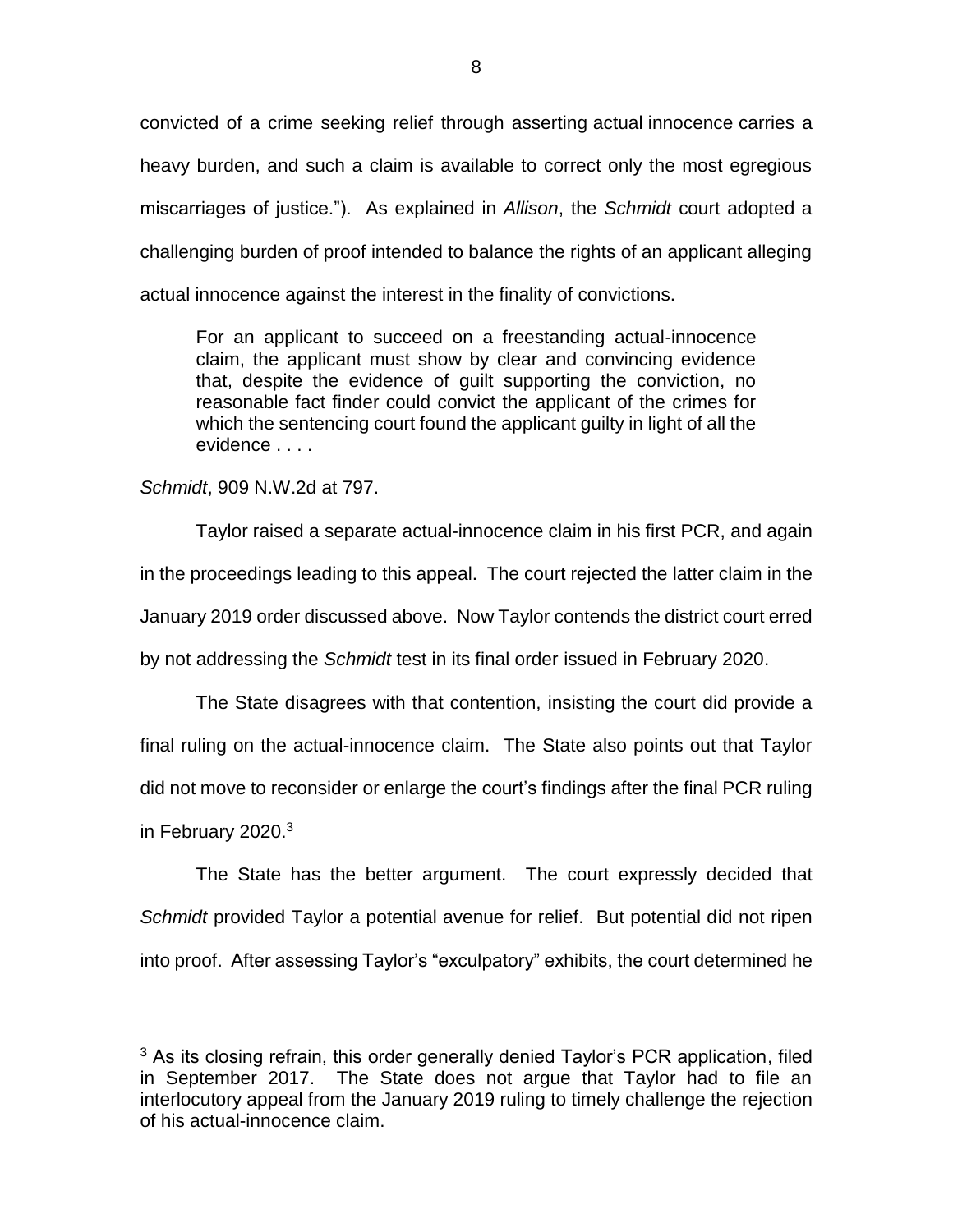convicted of a crime seeking relief through asserting actual innocence carries a heavy burden, and such a claim is available to correct only the most egregious miscarriages of justice."). As explained in *Allison*, the *Schmidt* court adopted a challenging burden of proof intended to balance the rights of an applicant alleging actual innocence against the interest in the finality of convictions.

> For an applicant to succeed on a freestanding actual-innocence claim, the applicant must show by clear and convincing evidence that, despite the evidence of guilt supporting the conviction, no reasonable fact finder could convict the applicant of the crimes for which the sentencing court found the applicant guilty in light of all the evidence . . . .

*Schmidt*, 909 N.W.2d at 797.

Taylor raised a separate actual-innocence claim in his first PCR, and again in the proceedings leading to this appeal. The court rejected the latter claim in the January 2019 order discussed above. Now Taylor contends the district court erred by not addressing the *Schmidt* test in its final order issued in February 2020.

The State disagrees with that contention, insisting the court did provide a final ruling on the actual-innocence claim. The State also points out that Taylor did not move to reconsider or enlarge the court's findings after the final PCR ruling in February 2020.[3]

The State has the better argument. The court expressly decided that *Schmidt* provided Taylor a potential avenue for relief. But potential did not ripen into proof. After assessing Taylor's "exculpatory" exhibits, the court determined he

---

[3] As its closing refrain, this order generally denied Taylor's PCR application, filed in September 2017. The State does not argue that Taylor had to file an interlocutory appeal from the January 2019 ruling to timely challenge the rejection of his actual-innocence claim.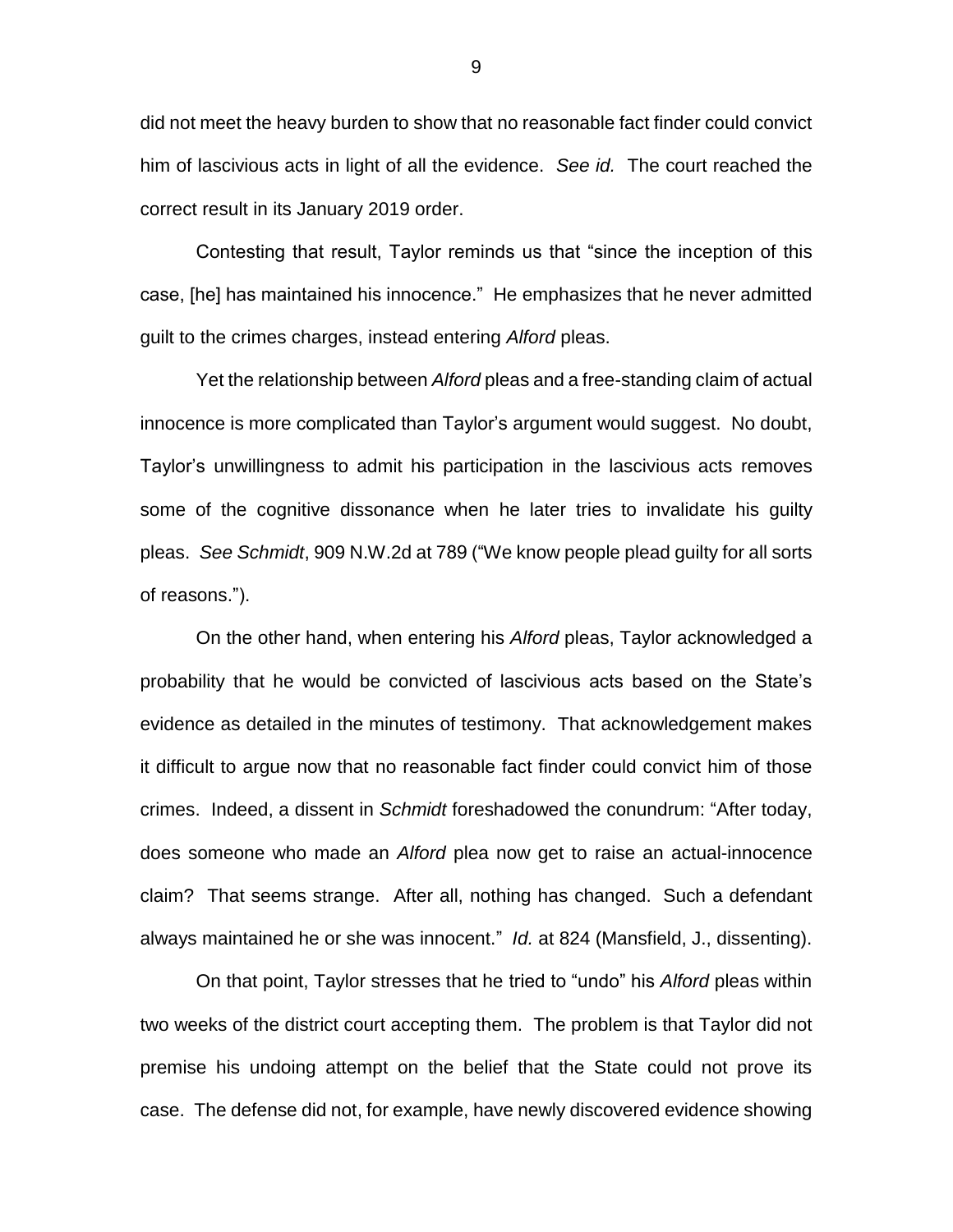did not meet the heavy burden to show that no reasonable fact finder could convict him of lascivious acts in light of all the evidence. *See id.* The court reached the correct result in its January 2019 order.

Contesting that result, Taylor reminds us that "since the inception of this case, [he] has maintained his innocence." He emphasizes that he never admitted guilt to the crimes charges, instead entering *Alford* pleas.

Yet the relationship between *Alford* pleas and a free-standing claim of actual innocence is more complicated than Taylor's argument would suggest. No doubt, Taylor's unwillingness to admit his participation in the lascivious acts removes some of the cognitive dissonance when he later tries to invalidate his guilty pleas. *See Schmidt*, 909 N.W.2d at 789 ("We know people plead guilty for all sorts of reasons.").

On the other hand, when entering his *Alford* pleas, Taylor acknowledged a probability that he would be convicted of lascivious acts based on the State's evidence as detailed in the minutes of testimony. That acknowledgement makes it difficult to argue now that no reasonable fact finder could convict him of those crimes. Indeed, a dissent in *Schmidt* foreshadowed the conundrum: "After today, does someone who made an *Alford* plea now get to raise an actual-innocence claim? That seems strange. After all, nothing has changed. Such a defendant always maintained he or she was innocent." *Id.* at 824 (Mansfield, J., dissenting).

On that point, Taylor stresses that he tried to "undo" his *Alford* pleas within two weeks of the district court accepting them. The problem is that Taylor did not premise his undoing attempt on the belief that the State could not prove its case. The defense did not, for example, have newly discovered evidence showing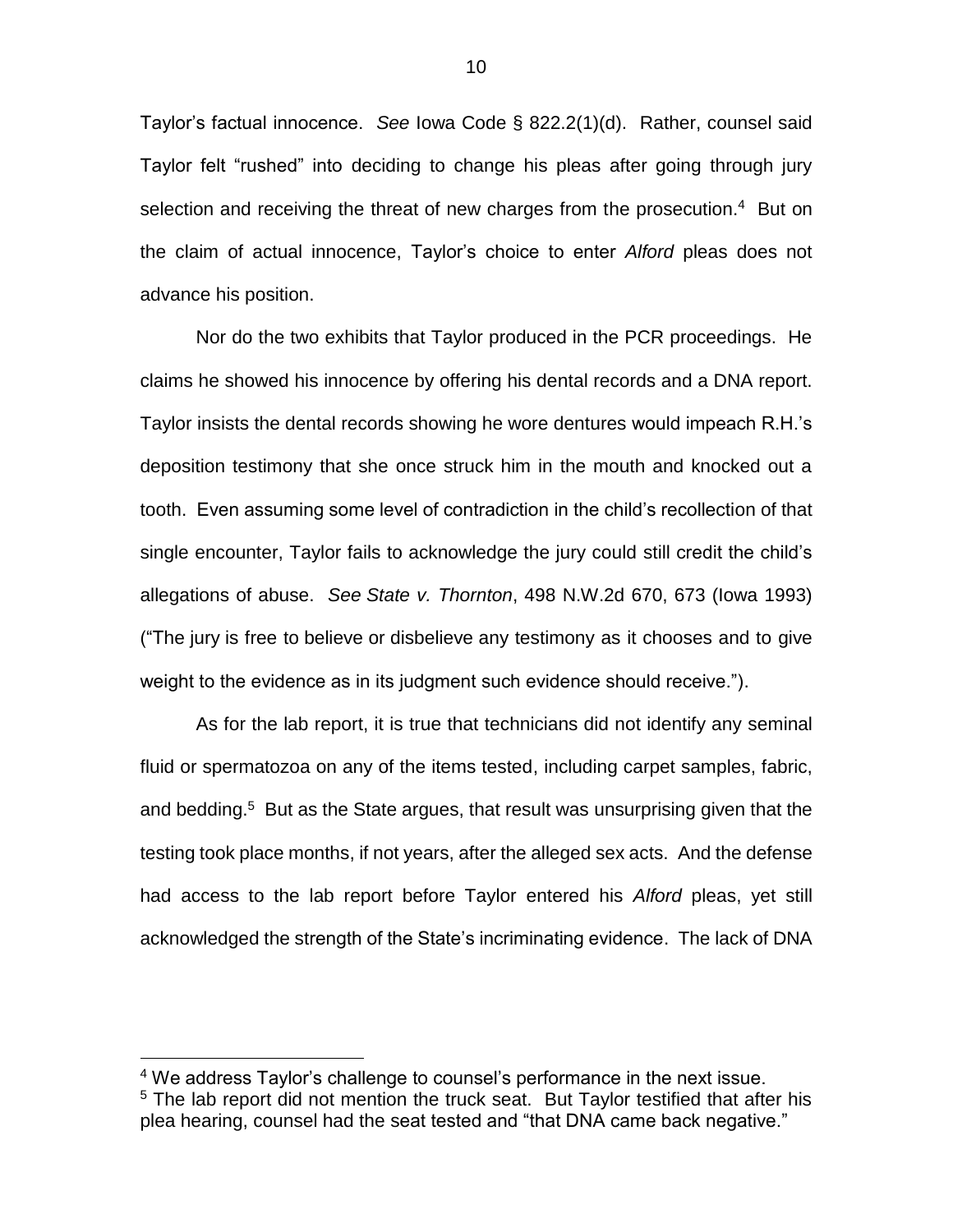Taylor's factual innocence. *See* Iowa Code § 822.2(1)(d). Rather, counsel said Taylor felt "rushed" into deciding to change his pleas after going through jury selection and receiving the threat of new charges from the prosecution.[4] But on the claim of actual innocence, Taylor's choice to enter *Alford* pleas does not advance his position.

Nor do the two exhibits that Taylor produced in the PCR proceedings. He claims he showed his innocence by offering his dental records and a DNA report. Taylor insists the dental records showing he wore dentures would impeach R.H.'s deposition testimony that she once struck him in the mouth and knocked out a tooth. Even assuming some level of contradiction in the child's recollection of that single encounter, Taylor fails to acknowledge the jury could still credit the child's allegations of abuse. *See State v. Thornton*, 498 N.W.2d 670, 673 (Iowa 1993) ("The jury is free to believe or disbelieve any testimony as it chooses and to give weight to the evidence as in its judgment such evidence should receive.").

As for the lab report, it is true that technicians did not identify any seminal fluid or spermatozoa on any of the items tested, including carpet samples, fabric, and bedding.[5] But as the State argues, that result was unsurprising given that the testing took place months, if not years, after the alleged sex acts. And the defense had access to the lab report before Taylor entered his *Alford* pleas, yet still acknowledged the strength of the State's incriminating evidence. The lack of DNA

---

[4] We address Taylor's challenge to counsel's performance in the next issue.

[5] The lab report did not mention the truck seat. But Taylor testified that after his plea hearing, counsel had the seat tested and "that DNA came back negative."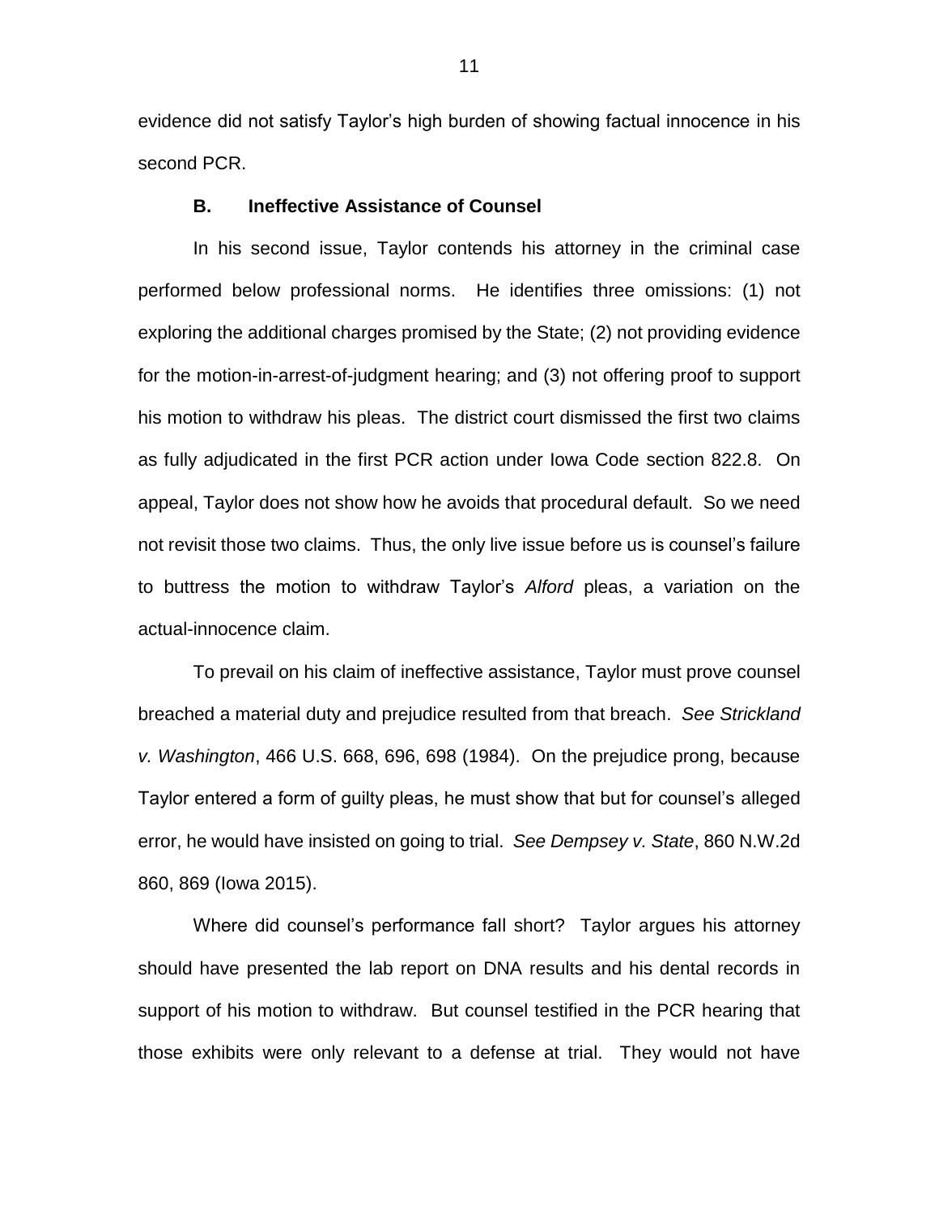evidence did not satisfy Taylor's high burden of showing factual innocence in his second PCR.

### B. Ineffective Assistance of Counsel

In his second issue, Taylor contends his attorney in the criminal case performed below professional norms. He identifies three omissions: (1) not exploring the additional charges promised by the State; (2) not providing evidence for the motion-in-arrest-of-judgment hearing; and (3) not offering proof to support his motion to withdraw his pleas. The district court dismissed the first two claims as fully adjudicated in the first PCR action under Iowa Code section 822.8. On appeal, Taylor does not show how he avoids that procedural default. So we need not revisit those two claims. Thus, the only live issue before us is counsel's failure to buttress the motion to withdraw Taylor's *Alford* pleas, a variation on the actual-innocence claim.

To prevail on his claim of ineffective assistance, Taylor must prove counsel breached a material duty and prejudice resulted from that breach. *See Strickland v. Washington*, 466 U.S. 668, 696, 698 (1984). On the prejudice prong, because Taylor entered a form of guilty pleas, he must show that but for counsel's alleged error, he would have insisted on going to trial. *See Dempsey v. State*, 860 N.W.2d 860, 869 (Iowa 2015).

Where did counsel's performance fall short? Taylor argues his attorney should have presented the lab report on DNA results and his dental records in support of his motion to withdraw. But counsel testified in the PCR hearing that those exhibits were only relevant to a defense at trial. They would not have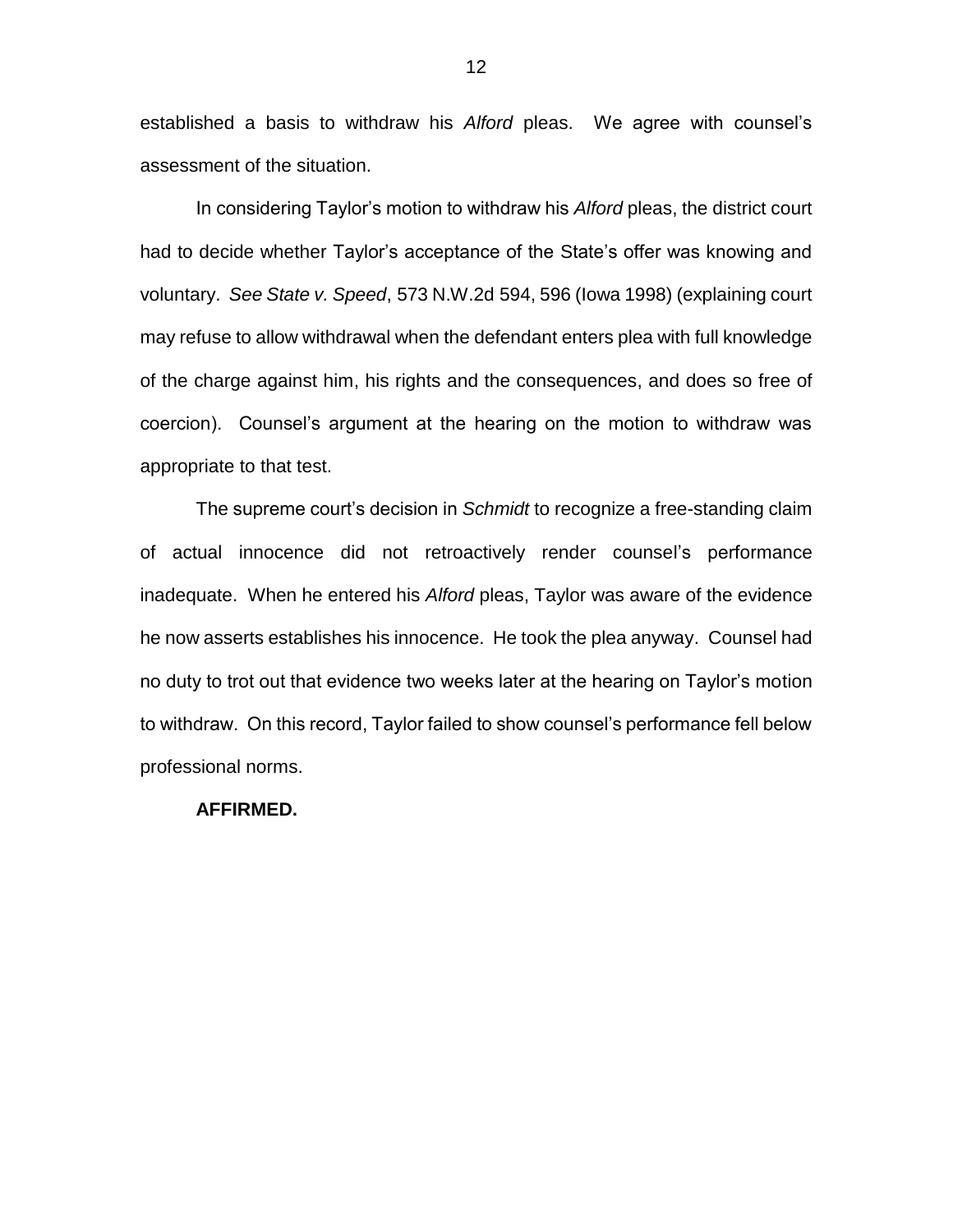established a basis to withdraw his *Alford* pleas. We agree with counsel's assessment of the situation.

In considering Taylor's motion to withdraw his *Alford* pleas, the district court had to decide whether Taylor's acceptance of the State's offer was knowing and voluntary. *See State v. Speed*, 573 N.W.2d 594, 596 (Iowa 1998) (explaining court may refuse to allow withdrawal when the defendant enters plea with full knowledge of the charge against him, his rights and the consequences, and does so free of coercion). Counsel's argument at the hearing on the motion to withdraw was appropriate to that test.

The supreme court's decision in *Schmidt* to recognize a free-standing claim of actual innocence did not retroactively render counsel's performance inadequate. When he entered his *Alford* pleas, Taylor was aware of the evidence he now asserts establishes his innocence. He took the plea anyway. Counsel had no duty to trot out that evidence two weeks later at the hearing on Taylor's motion to withdraw. On this record, Taylor failed to show counsel's performance fell below professional norms.

**AFFIRMED.**